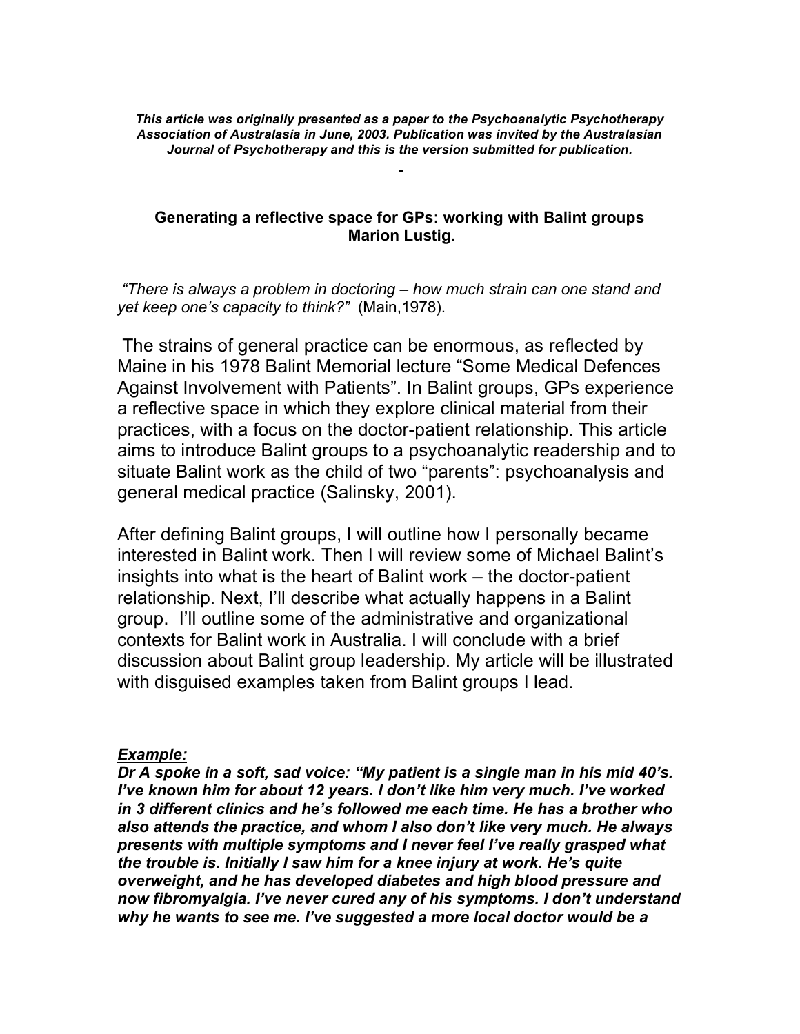***This article was originally presented as a paper to the Psychoanalytic Psychotherapy Association of Australasia in June, 2003. Publication was invited by the Australasian Journal of Psychotherapy and this is the version submitted for publication.***

-

**Generating a reflective space for GPs: working with Balint groups**
**Marion Lustig.**

*"There is always a problem in doctoring – how much strain can one stand and yet keep one's capacity to think?"* (Main,1978).

The strains of general practice can be enormous, as reflected by Maine in his 1978 Balint Memorial lecture "Some Medical Defences Against Involvement with Patients". In Balint groups, GPs experience a reflective space in which they explore clinical material from their practices, with a focus on the doctor-patient relationship. This article aims to introduce Balint groups to a psychoanalytic readership and to situate Balint work as the child of two "parents": psychoanalysis and general medical practice (Salinsky, 2001).

After defining Balint groups, I will outline how I personally became interested in Balint work. Then I will review some of Michael Balint's insights into what is the heart of Balint work – the doctor-patient relationship. Next, I'll describe what actually happens in a Balint group. I'll outline some of the administrative and organizational contexts for Balint work in Australia. I will conclude with a brief discussion about Balint group leadership. My article will be illustrated with disguised examples taken from Balint groups I lead.

***Example:***

***Dr A spoke in a soft, sad voice: "My patient is a single man in his mid 40's. I've known him for about 12 years. I don't like him very much. I've worked in 3 different clinics and he's followed me each time. He has a brother who also attends the practice, and whom I also don't like very much. He always presents with multiple symptoms and I never feel I've really grasped what the trouble is. Initially I saw him for a knee injury at work. He's quite overweight, and he has developed diabetes and high blood pressure and now fibromyalgia. I've never cured any of his symptoms. I don't understand why he wants to see me. I've suggested a more local doctor would be a***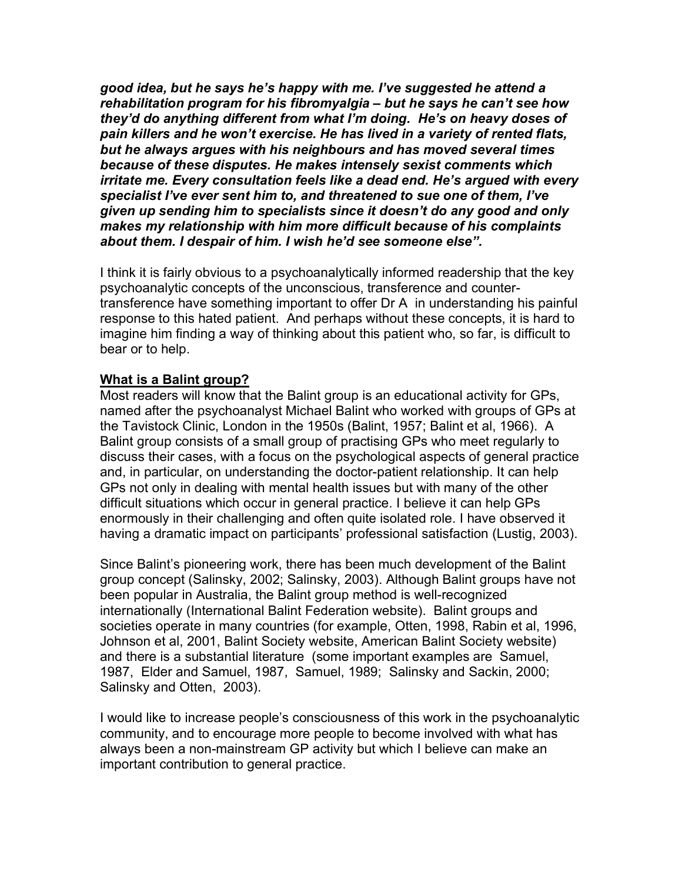***good idea, but he says he's happy with me. I've suggested he attend a rehabilitation program for his fibromyalgia – but he says he can't see how they'd do anything different from what I'm doing. He's on heavy doses of pain killers and he won't exercise. He has lived in a variety of rented flats, but he always argues with his neighbours and has moved several times because of these disputes. He makes intensely sexist comments which irritate me. Every consultation feels like a dead end. He's argued with every specialist I've ever sent him to, and threatened to sue one of them, I've given up sending him to specialists since it doesn't do any good and only makes my relationship with him more difficult because of his complaints about them. I despair of him. I wish he'd see someone else".***

I think it is fairly obvious to a psychoanalytically informed readership that the key psychoanalytic concepts of the unconscious, transference and counter-transference have something important to offer Dr A in understanding his painful response to this hated patient. And perhaps without these concepts, it is hard to imagine him finding a way of thinking about this patient who, so far, is difficult to bear or to help.

**<u>What is a Balint group?</u>**

Most readers will know that the Balint group is an educational activity for GPs, named after the psychoanalyst Michael Balint who worked with groups of GPs at the Tavistock Clinic, London in the 1950s (Balint, 1957; Balint et al, 1966). A Balint group consists of a small group of practising GPs who meet regularly to discuss their cases, with a focus on the psychological aspects of general practice and, in particular, on understanding the doctor-patient relationship. It can help GPs not only in dealing with mental health issues but with many of the other difficult situations which occur in general practice. I believe it can help GPs enormously in their challenging and often quite isolated role. I have observed it having a dramatic impact on participants' professional satisfaction (Lustig, 2003).

Since Balint's pioneering work, there has been much development of the Balint group concept (Salinsky, 2002; Salinsky, 2003). Although Balint groups have not been popular in Australia, the Balint group method is well-recognized internationally (International Balint Federation website). Balint groups and societies operate in many countries (for example, Otten, 1998, Rabin et al, 1996, Johnson et al, 2001, Balint Society website, American Balint Society website) and there is a substantial literature (some important examples are Samuel, 1987, Elder and Samuel, 1987, Samuel, 1989; Salinsky and Sackin, 2000; Salinsky and Otten, 2003).

I would like to increase people's consciousness of this work in the psychoanalytic community, and to encourage more people to become involved with what has always been a non-mainstream GP activity but which I believe can make an important contribution to general practice.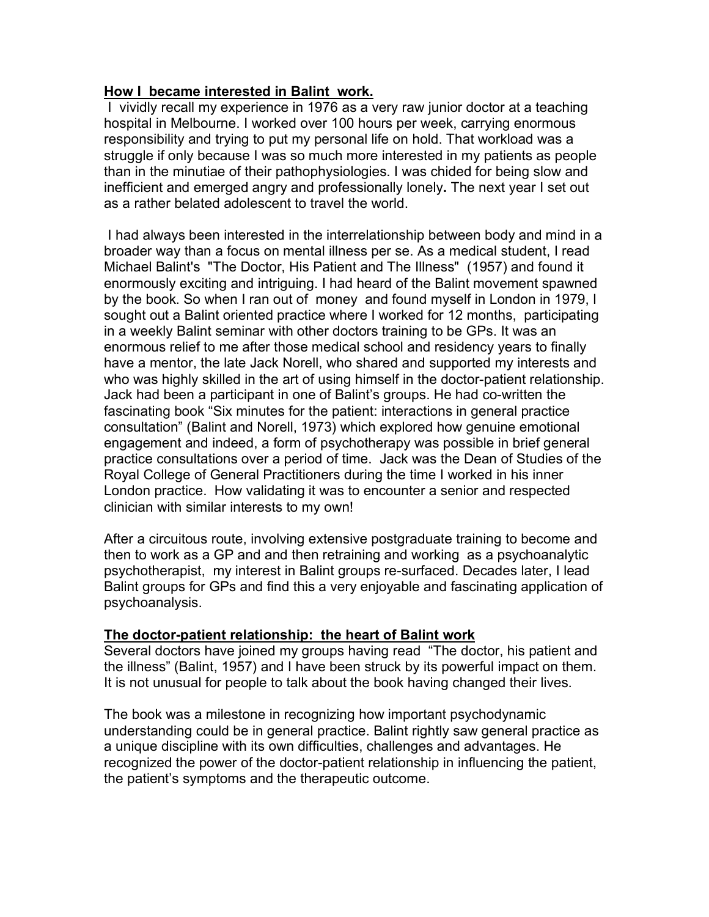## **How I became interested in Balint work.**

I vividly recall my experience in 1976 as a very raw junior doctor at a teaching hospital in Melbourne. I worked over 100 hours per week, carrying enormous responsibility and trying to put my personal life on hold. That workload was a struggle if only because I was so much more interested in my patients as people than in the minutiae of their pathophysiologies. I was chided for being slow and inefficient and emerged angry and professionally lonely**.** The next year I set out as a rather belated adolescent to travel the world.

I had always been interested in the interrelationship between body and mind in a broader way than a focus on mental illness per se. As a medical student, I read Michael Balint's "The Doctor, His Patient and The Illness" (1957) and found it enormously exciting and intriguing. I had heard of the Balint movement spawned by the book. So when I ran out of money and found myself in London in 1979, I sought out a Balint oriented practice where I worked for 12 months, participating in a weekly Balint seminar with other doctors training to be GPs. It was an enormous relief to me after those medical school and residency years to finally have a mentor, the late Jack Norell, who shared and supported my interests and who was highly skilled in the art of using himself in the doctor-patient relationship. Jack had been a participant in one of Balint's groups. He had co-written the fascinating book "Six minutes for the patient: interactions in general practice consultation" (Balint and Norell, 1973) which explored how genuine emotional engagement and indeed, a form of psychotherapy was possible in brief general practice consultations over a period of time. Jack was the Dean of Studies of the Royal College of General Practitioners during the time I worked in his inner London practice. How validating it was to encounter a senior and respected clinician with similar interests to my own!

After a circuitous route, involving extensive postgraduate training to become and then to work as a GP and and then retraining and working as a psychoanalytic psychotherapist, my interest in Balint groups re-surfaced. Decades later, I lead Balint groups for GPs and find this a very enjoyable and fascinating application of psychoanalysis.

## **The doctor-patient relationship: the heart of Balint work**

Several doctors have joined my groups having read "The doctor, his patient and the illness" (Balint, 1957) and I have been struck by its powerful impact on them. It is not unusual for people to talk about the book having changed their lives.

The book was a milestone in recognizing how important psychodynamic understanding could be in general practice. Balint rightly saw general practice as a unique discipline with its own difficulties, challenges and advantages. He recognized the power of the doctor-patient relationship in influencing the patient, the patient's symptoms and the therapeutic outcome.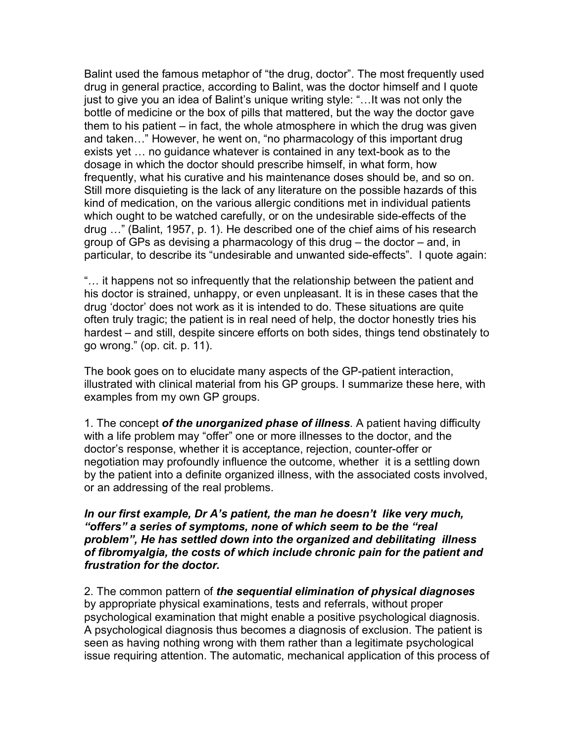Balint used the famous metaphor of "the drug, doctor". The most frequently used drug in general practice, according to Balint, was the doctor himself and I quote just to give you an idea of Balint's unique writing style: "…It was not only the bottle of medicine or the box of pills that mattered, but the way the doctor gave them to his patient – in fact, the whole atmosphere in which the drug was given and taken…" However, he went on, "no pharmacology of this important drug exists yet … no guidance whatever is contained in any text-book as to the dosage in which the doctor should prescribe himself, in what form, how frequently, what his curative and his maintenance doses should be, and so on. Still more disquieting is the lack of any literature on the possible hazards of this kind of medication, on the various allergic conditions met in individual patients which ought to be watched carefully, or on the undesirable side-effects of the drug …" (Balint, 1957, p. 1). He described one of the chief aims of his research group of GPs as devising a pharmacology of this drug – the doctor – and, in particular, to describe its "undesirable and unwanted side-effects". I quote again:

"… it happens not so infrequently that the relationship between the patient and his doctor is strained, unhappy, or even unpleasant. It is in these cases that the drug 'doctor' does not work as it is intended to do. These situations are quite often truly tragic; the patient is in real need of help, the doctor honestly tries his hardest – and still, despite sincere efforts on both sides, things tend obstinately to go wrong." (op. cit. p. 11).

The book goes on to elucidate many aspects of the GP-patient interaction, illustrated with clinical material from his GP groups. I summarize these here, with examples from my own GP groups.

1. The concept ***of the unorganized phase of illness***. A patient having difficulty with a life problem may "offer" one or more illnesses to the doctor, and the doctor's response, whether it is acceptance, rejection, counter-offer or negotiation may profoundly influence the outcome, whether it is a settling down by the patient into a definite organized illness, with the associated costs involved, or an addressing of the real problems.

***In our first example, Dr A's patient, the man he doesn't like very much, "offers" a series of symptoms, none of which seem to be the "real problem", He has settled down into the organized and debilitating illness of fibromyalgia, the costs of which include chronic pain for the patient and frustration for the doctor.***

2. The common pattern of ***the sequential elimination of physical diagnoses*** by appropriate physical examinations, tests and referrals, without proper psychological examination that might enable a positive psychological diagnosis. A psychological diagnosis thus becomes a diagnosis of exclusion. The patient is seen as having nothing wrong with them rather than a legitimate psychological issue requiring attention. The automatic, mechanical application of this process of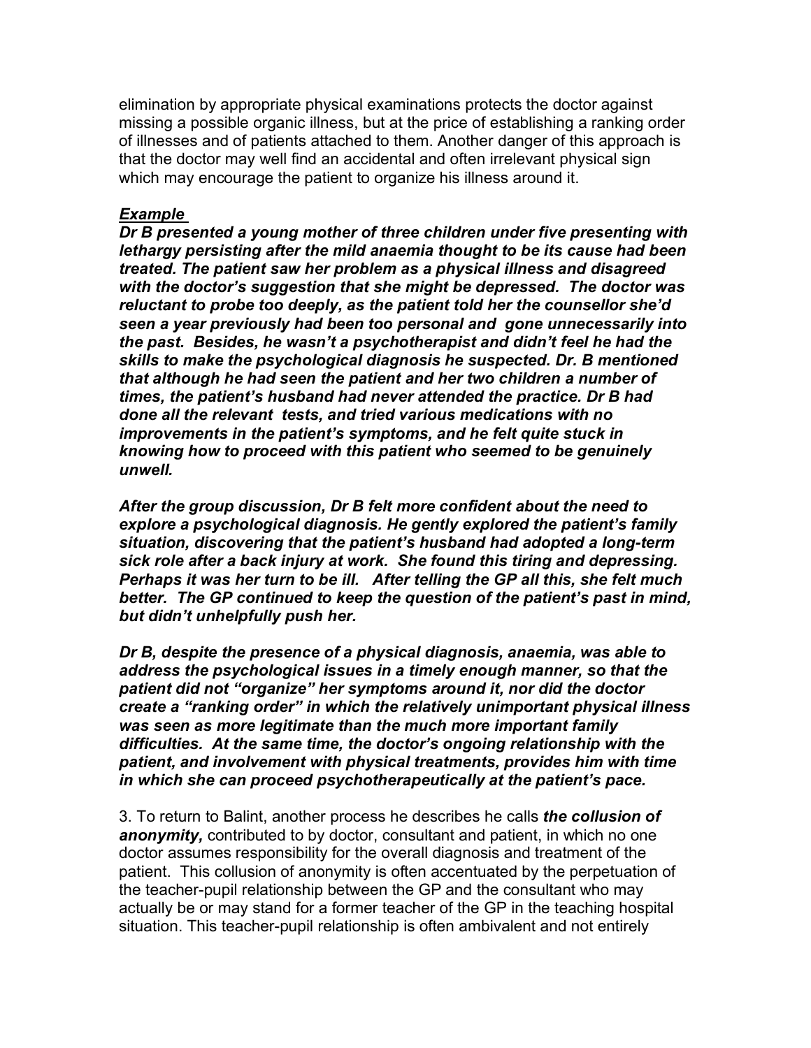elimination by appropriate physical examinations protects the doctor against missing a possible organic illness, but at the price of establishing a ranking order of illnesses and of patients attached to them. Another danger of this approach is that the doctor may well find an accidental and often irrelevant physical sign which may encourage the patient to organize his illness around it.

***Example***

***Dr B presented a young mother of three children under five presenting with lethargy persisting after the mild anaemia thought to be its cause had been treated. The patient saw her problem as a physical illness and disagreed with the doctor's suggestion that she might be depressed. The doctor was reluctant to probe too deeply, as the patient told her the counsellor she'd seen a year previously had been too personal and gone unnecessarily into the past. Besides, he wasn't a psychotherapist and didn't feel he had the skills to make the psychological diagnosis he suspected. Dr. B mentioned that although he had seen the patient and her two children a number of times, the patient's husband had never attended the practice. Dr B had done all the relevant tests, and tried various medications with no improvements in the patient's symptoms, and he felt quite stuck in knowing how to proceed with this patient who seemed to be genuinely unwell.***

***After the group discussion, Dr B felt more confident about the need to explore a psychological diagnosis. He gently explored the patient's family situation, discovering that the patient's husband had adopted a long-term sick role after a back injury at work. She found this tiring and depressing. Perhaps it was her turn to be ill. After telling the GP all this, she felt much better. The GP continued to keep the question of the patient's past in mind, but didn't unhelpfully push her.***

***Dr B, despite the presence of a physical diagnosis, anaemia, was able to address the psychological issues in a timely enough manner, so that the patient did not "organize" her symptoms around it, nor did the doctor create a "ranking order" in which the relatively unimportant physical illness was seen as more legitimate than the much more important family difficulties. At the same time, the doctor's ongoing relationship with the patient, and involvement with physical treatments, provides him with time in which she can proceed psychotherapeutically at the patient's pace.***

3. To return to Balint, another process he describes he calls ***the collusion of anonymity,*** contributed to by doctor, consultant and patient, in which no one doctor assumes responsibility for the overall diagnosis and treatment of the patient. This collusion of anonymity is often accentuated by the perpetuation of the teacher-pupil relationship between the GP and the consultant who may actually be or may stand for a former teacher of the GP in the teaching hospital situation. This teacher-pupil relationship is often ambivalent and not entirely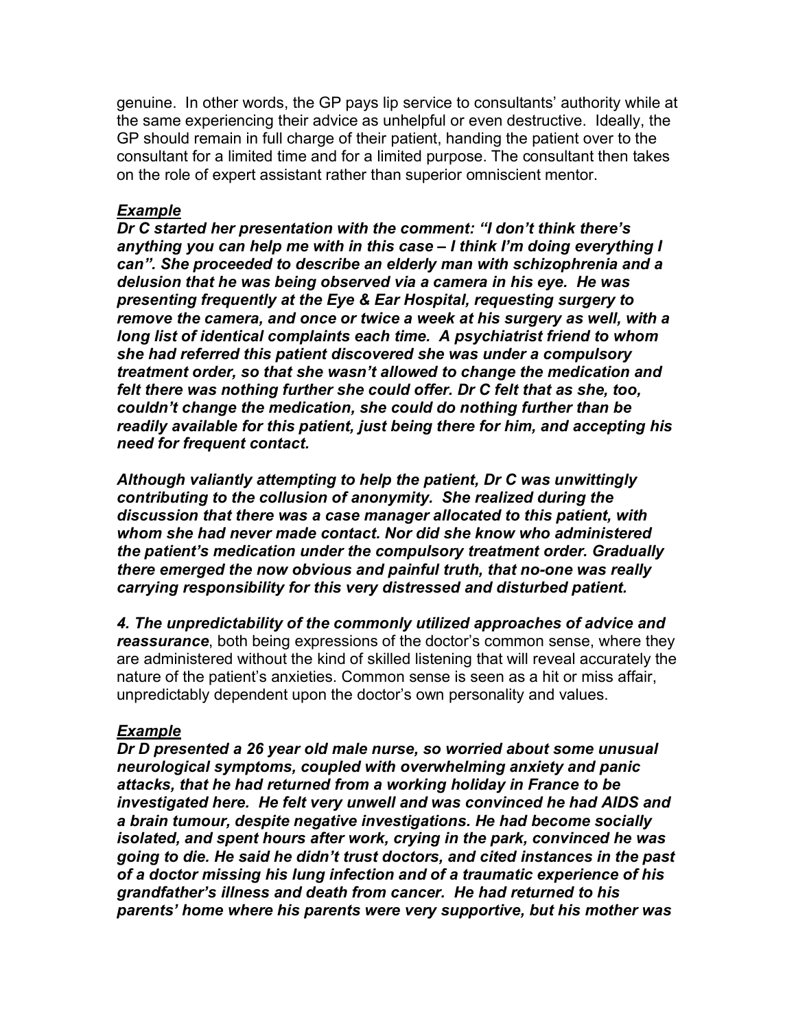genuine. In other words, the GP pays lip service to consultants' authority while at the same time experiencing their advice as unhelpful or even destructive. Ideally, the GP should remain in full charge of their patient, handing the patient over to the consultant for a limited time and for a limited purpose. The consultant then takes on the role of expert assistant rather than superior omniscient mentor.

***Example***

***Dr C started her presentation with the comment: "I don't think there's anything you can help me with in this case – I think I'm doing everything I can". She proceeded to describe an elderly man with schizophrenia and a delusion that he was being observed via a camera in his eye. He was presenting frequently at the Eye & Ear Hospital, requesting surgery to remove the camera, and once or twice a week at his surgery as well, with a long list of identical complaints each time. A psychiatrist friend to whom she had referred this patient discovered she was under a compulsory treatment order, so that she wasn't allowed to change the medication and felt there was nothing further she could offer. Dr C felt that as she, too, couldn't change the medication, she could do nothing further than be readily available for this patient, just being there for him, and accepting his need for frequent contact.***

***Although valiantly attempting to help the patient, Dr C was unwittingly contributing to the collusion of anonymity. She realized during the discussion that there was a case manager allocated to this patient, with whom she had never made contact. Nor did she know who administered the patient's medication under the compulsory treatment order. Gradually there emerged the now obvious and painful truth, that no-one was really carrying responsibility for this very distressed and disturbed patient.***

***4. The unpredictability of the commonly utilized approaches of advice and reassurance***, both being expressions of the doctor's common sense, where they are administered without the kind of skilled listening that will reveal accurately the nature of the patient's anxieties. Common sense is seen as a hit or miss affair, unpredictably dependent upon the doctor's own personality and values.

***Example***

***Dr D presented a 26 year old male nurse, so worried about some unusual neurological symptoms, coupled with overwhelming anxiety and panic attacks, that he had returned from a working holiday in France to be investigated here. He felt very unwell and was convinced he had AIDS and a brain tumour, despite negative investigations. He had become socially isolated, and spent hours after work, crying in the park, convinced he was going to die. He said he didn't trust doctors, and cited instances in the past of a doctor missing his lung infection and of a traumatic experience of his grandfather's illness and death from cancer. He had returned to his parents' home where his parents were very supportive, but his mother was***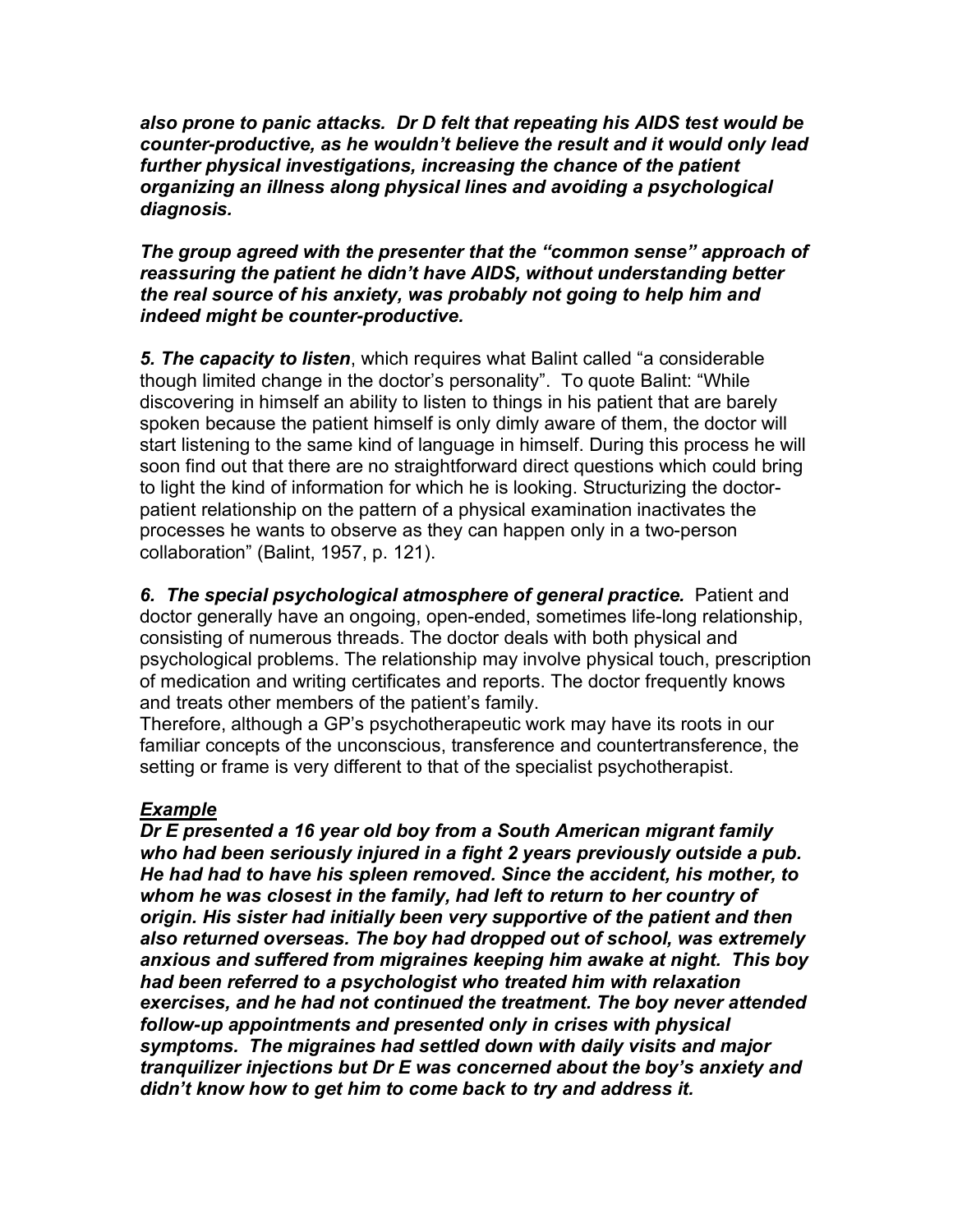***also prone to panic attacks. Dr D felt that repeating his AIDS test would be counter-productive, as he wouldn't believe the result and it would only lead further physical investigations, increasing the chance of the patient organizing an illness along physical lines and avoiding a psychological diagnosis.***

***The group agreed with the presenter that the "common sense" approach of reassuring the patient he didn't have AIDS, without understanding better the real source of his anxiety, was probably not going to help him and indeed might be counter-productive.***

***5. The capacity to listen***, which requires what Balint called "a considerable though limited change in the doctor's personality". To quote Balint: "While discovering in himself an ability to listen to things in his patient that are barely spoken because the patient himself is only dimly aware of them, the doctor will start listening to the same kind of language in himself. During this process he will soon find out that there are no straightforward direct questions which could bring to light the kind of information for which he is looking. Structurizing the doctor-patient relationship on the pattern of a physical examination inactivates the processes he wants to observe as they can happen only in a two-person collaboration" (Balint, 1957, p. 121).

***6. The special psychological atmosphere of general practice.*** Patient and doctor generally have an ongoing, open-ended, sometimes life-long relationship, consisting of numerous threads. The doctor deals with both physical and psychological problems. The relationship may involve physical touch, prescription of medication and writing certificates and reports. The doctor frequently knows and treats other members of the patient's family.
Therefore, although a GP's psychotherapeutic work may have its roots in our familiar concepts of the unconscious, transference and countertransference, the setting or frame is very different to that of the specialist psychotherapist.

***<u>Example</u>***
***Dr E presented a 16 year old boy from a South American migrant family who had been seriously injured in a fight 2 years previously outside a pub. He had had to have his spleen removed. Since the accident, his mother, to whom he was closest in the family, had left to return to her country of origin. His sister had initially been very supportive of the patient and then also returned overseas. The boy had dropped out of school, was extremely anxious and suffered from migraines keeping him awake at night. This boy had been referred to a psychologist who treated him with relaxation exercises, and he had not continued the treatment. The boy never attended follow-up appointments and presented only in crises with physical symptoms. The migraines had settled down with daily visits and major tranquilizer injections but Dr E was concerned about the boy's anxiety and didn't know how to get him to come back to try and address it.***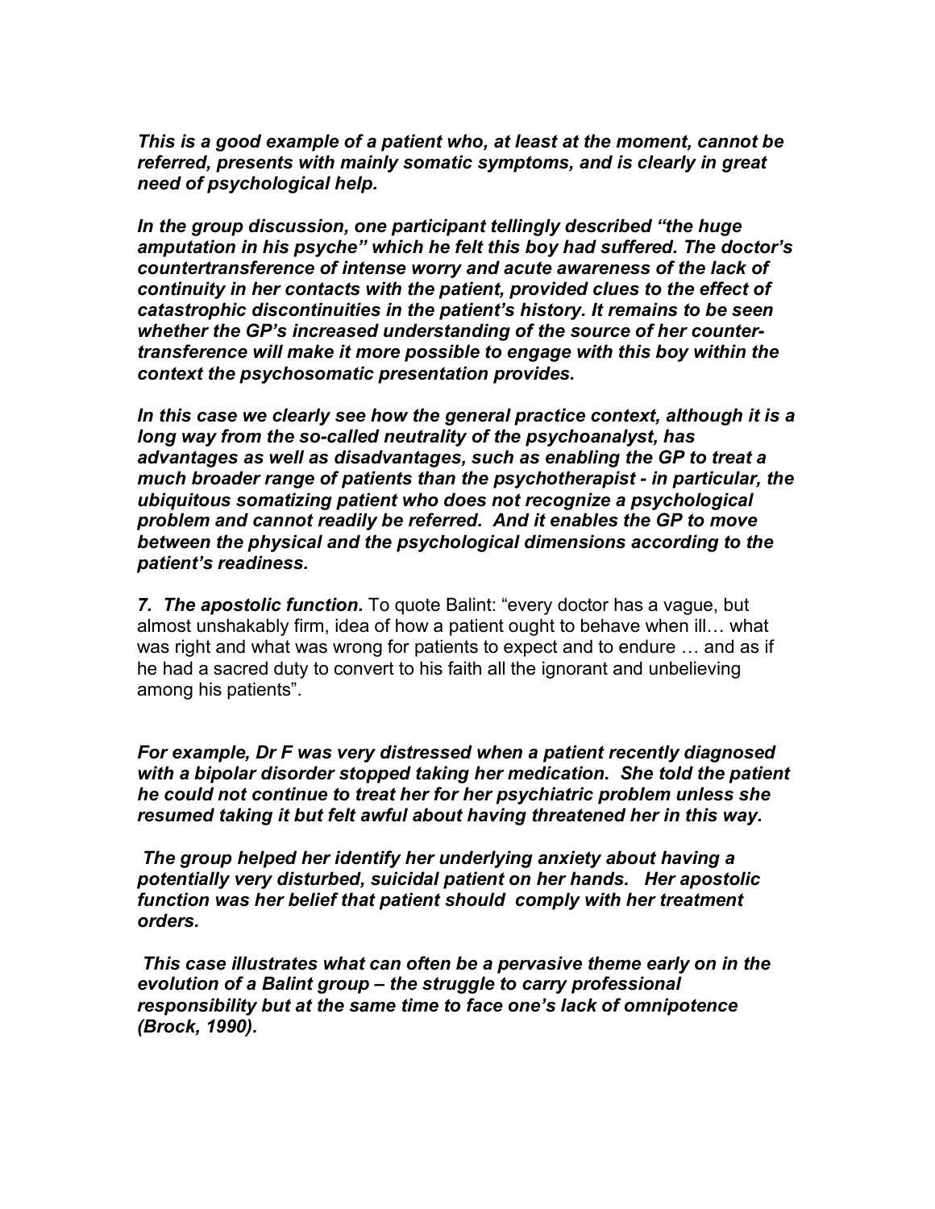***This is a good example of a patient who, at least at the moment, cannot be referred, presents with mainly somatic symptoms, and is clearly in great need of psychological help.***

***In the group discussion, one participant tellingly described "the huge amputation in his psyche" which he felt this boy had suffered. The doctor's countertransference of intense worry and acute awareness of the lack of continuity in her contacts with the patient, provided clues to the effect of catastrophic discontinuities in the patient's history. It remains to be seen whether the GP's increased understanding of the source of her counter-transference will make it more possible to engage with this boy within the context the psychosomatic presentation provides.***

***In this case we clearly see how the general practice context, although it is a long way from the so-called neutrality of the psychoanalyst, has advantages as well as disadvantages, such as enabling the GP to treat a much broader range of patients than the psychotherapist - in particular, the ubiquitous somatizing patient who does not recognize a psychological problem and cannot readily be referred. And it enables the GP to move between the physical and the psychological dimensions according to the patient's readiness.***

***7. The apostolic function.*** To quote Balint: "every doctor has a vague, but almost unshakably firm, idea of how a patient ought to behave when ill… what was right and what was wrong for patients to expect and to endure … and as if he had a sacred duty to convert to his faith all the ignorant and unbelieving among his patients".

***For example, Dr F was very distressed when a patient recently diagnosed with a bipolar disorder stopped taking her medication. She told the patient he could not continue to treat her for her psychiatric problem unless she resumed taking it but felt awful about having threatened her in this way.***

***The group helped her identify her underlying anxiety about having a potentially very disturbed, suicidal patient on her hands. Her apostolic function was her belief that patient should comply with her treatment orders.***

***This case illustrates what can often be a pervasive theme early on in the evolution of a Balint group – the struggle to carry professional responsibility but at the same time to face one's lack of omnipotence (Brock, 1990).***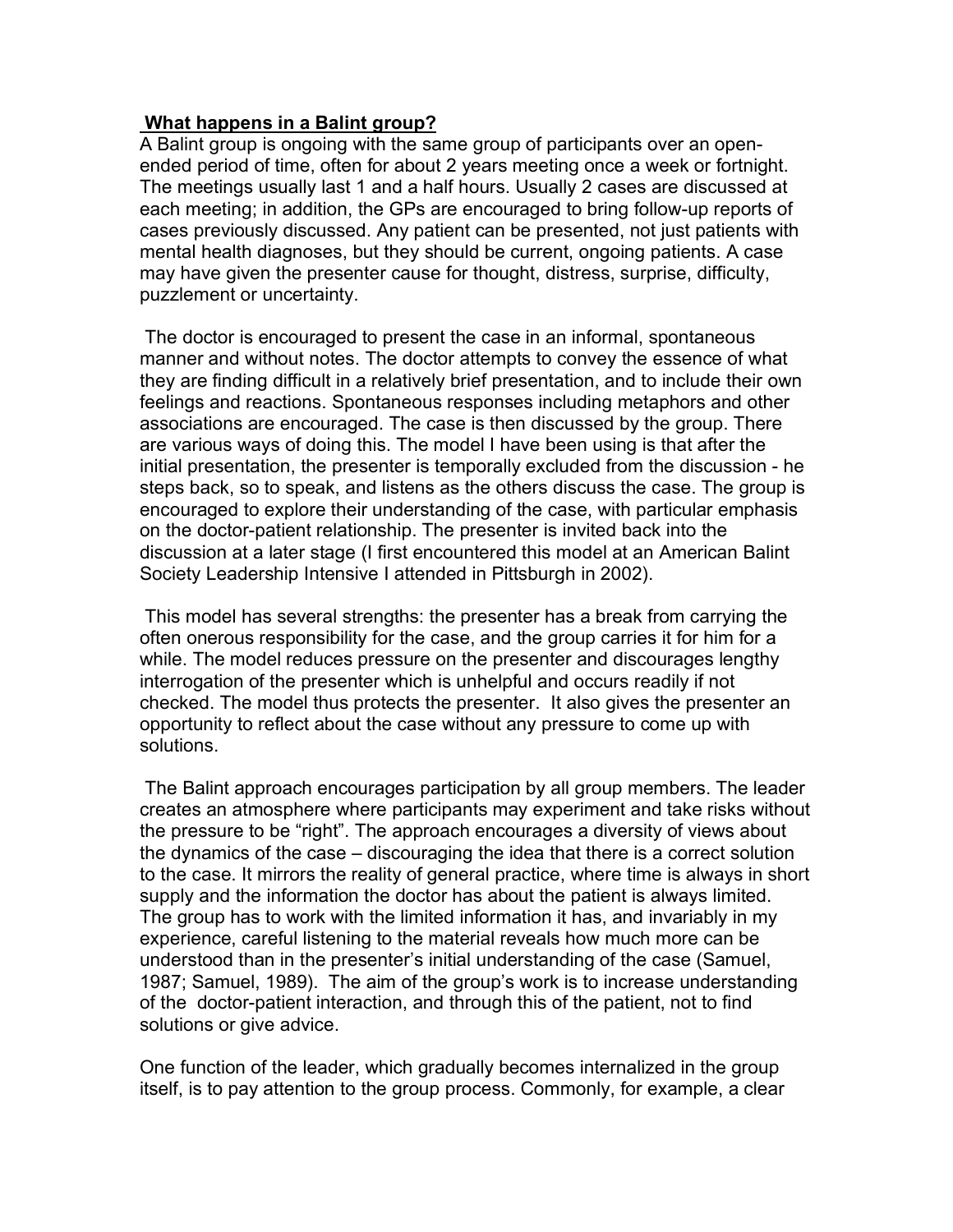**What happens in a Balint group?**

A Balint group is ongoing with the same group of participants over an open-ended period of time, often for about 2 years meeting once a week or fortnight. The meetings usually last 1 and a half hours. Usually 2 cases are discussed at each meeting; in addition, the GPs are encouraged to bring follow-up reports of cases previously discussed. Any patient can be presented, not just patients with mental health diagnoses, but they should be current, ongoing patients. A case may have given the presenter cause for thought, distress, surprise, difficulty, puzzlement or uncertainty.

The doctor is encouraged to present the case in an informal, spontaneous manner and without notes. The doctor attempts to convey the essence of what they are finding difficult in a relatively brief presentation, and to include their own feelings and reactions. Spontaneous responses including metaphors and other associations are encouraged. The case is then discussed by the group. There are various ways of doing this. The model I have been using is that after the initial presentation, the presenter is temporally excluded from the discussion - he steps back, so to speak, and listens as the others discuss the case. The group is encouraged to explore their understanding of the case, with particular emphasis on the doctor-patient relationship. The presenter is invited back into the discussion at a later stage (I first encountered this model at an American Balint Society Leadership Intensive I attended in Pittsburgh in 2002).

This model has several strengths: the presenter has a break from carrying the often onerous responsibility for the case, and the group carries it for him for a while. The model reduces pressure on the presenter and discourages lengthy interrogation of the presenter which is unhelpful and occurs readily if not checked. The model thus protects the presenter. It also gives the presenter an opportunity to reflect about the case without any pressure to come up with solutions.

The Balint approach encourages participation by all group members. The leader creates an atmosphere where participants may experiment and take risks without the pressure to be "right". The approach encourages a diversity of views about the dynamics of the case – discouraging the idea that there is a correct solution to the case. It mirrors the reality of general practice, where time is always in short supply and the information the doctor has about the patient is always limited. The group has to work with the limited information it has, and invariably in my experience, careful listening to the material reveals how much more can be understood than in the presenter's initial understanding of the case (Samuel, 1987; Samuel, 1989). The aim of the group's work is to increase understanding of the doctor-patient interaction, and through this of the patient, not to find solutions or give advice.

One function of the leader, which gradually becomes internalized in the group itself, is to pay attention to the group process. Commonly, for example, a clear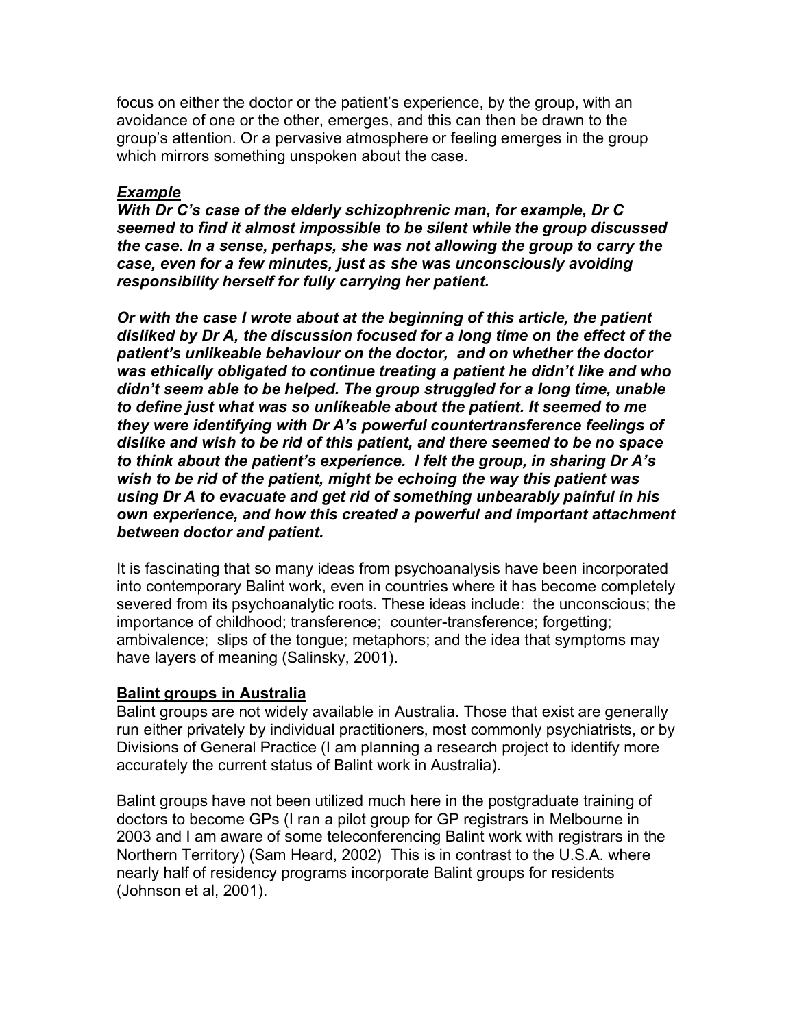focus on either the doctor or the patient's experience, by the group, with an avoidance of one or the other, emerges, and this can then be drawn to the group's attention. Or a pervasive atmosphere or feeling emerges in the group which mirrors something unspoken about the case.

***Example***

***With Dr C's case of the elderly schizophrenic man, for example, Dr C seemed to find it almost impossible to be silent while the group discussed the case. In a sense, perhaps, she was not allowing the group to carry the case, even for a few minutes, just as she was unconsciously avoiding responsibility herself for fully carrying her patient.***

***Or with the case I wrote about at the beginning of this article, the patient disliked by Dr A, the discussion focused for a long time on the effect of the patient's unlikeable behaviour on the doctor, and on whether the doctor was ethically obligated to continue treating a patient he didn't like and who didn't seem able to be helped. The group struggled for a long time, unable to define just what was so unlikeable about the patient. It seemed to me they were identifying with Dr A's powerful countertransference feelings of dislike and wish to be rid of this patient, and there seemed to be no space to think about the patient's experience. I felt the group, in sharing Dr A's wish to be rid of the patient, might be echoing the way this patient was using Dr A to evacuate and get rid of something unbearably painful in his own experience, and how this created a powerful and important attachment between doctor and patient.***

It is fascinating that so many ideas from psychoanalysis have been incorporated into contemporary Balint work, even in countries where it has become completely severed from its psychoanalytic roots. These ideas include: the unconscious; the importance of childhood; transference; counter-transference; forgetting; ambivalence; slips of the tongue; metaphors; and the idea that symptoms may have layers of meaning (Salinsky, 2001).

## Balint groups in Australia

Balint groups are not widely available in Australia. Those that exist are generally run either privately by individual practitioners, most commonly psychiatrists, or by Divisions of General Practice (I am planning a research project to identify more accurately the current status of Balint work in Australia).

Balint groups have not been utilized much here in the postgraduate training of doctors to become GPs (I ran a pilot group for GP registrars in Melbourne in 2003 and I am aware of some teleconferencing Balint work with registrars in the Northern Territory) (Sam Heard, 2002) This is in contrast to the U.S.A. where nearly half of residency programs incorporate Balint groups for residents (Johnson et al, 2001).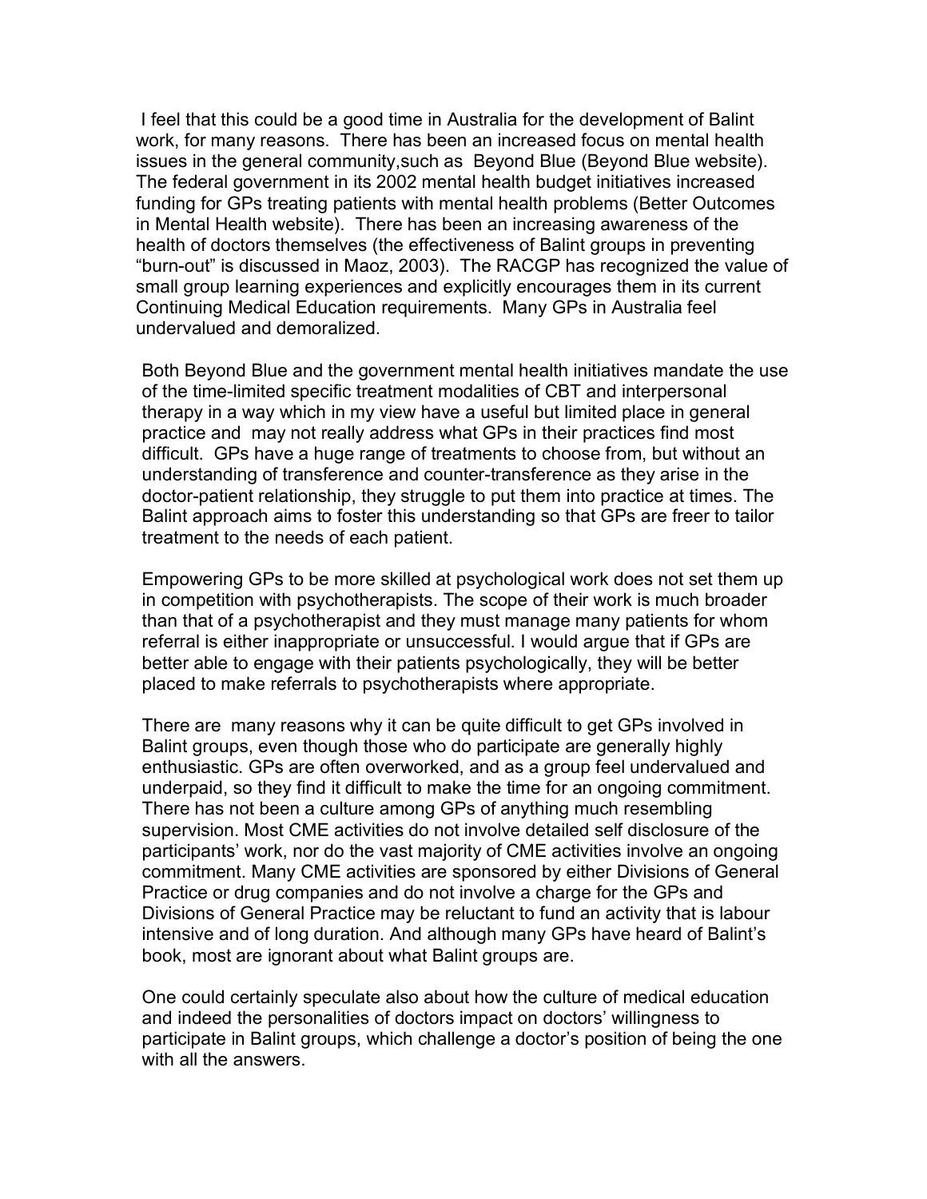I feel that this could be a good time in Australia for the development of Balint work, for many reasons. There has been an increased focus on mental health issues in the general community,such as Beyond Blue (Beyond Blue website). The federal government in its 2002 mental health budget initiatives increased funding for GPs treating patients with mental health problems (Better Outcomes in Mental Health website). There has been an increasing awareness of the health of doctors themselves (the effectiveness of Balint groups in preventing "burn-out" is discussed in Maoz, 2003). The RACGP has recognized the value of small group learning experiences and explicitly encourages them in its current Continuing Medical Education requirements. Many GPs in Australia feel undervalued and demoralized.

Both Beyond Blue and the government mental health initiatives mandate the use of the time-limited specific treatment modalities of CBT and interpersonal therapy in a way which in my view have a useful but limited place in general practice and may not really address what GPs in their practices find most difficult. GPs have a huge range of treatments to choose from, but without an understanding of transference and counter-transference as they arise in the doctor-patient relationship, they struggle to put them into practice at times. The Balint approach aims to foster this understanding so that GPs are freer to tailor treatment to the needs of each patient.

Empowering GPs to be more skilled at psychological work does not set them up in competition with psychotherapists. The scope of their work is much broader than that of a psychotherapist and they must manage many patients for whom referral is either inappropriate or unsuccessful. I would argue that if GPs are better able to engage with their patients psychologically, they will be better placed to make referrals to psychotherapists where appropriate.

There are many reasons why it can be quite difficult to get GPs involved in Balint groups, even though those who do participate are generally highly enthusiastic. GPs are often overworked, and as a group feel undervalued and underpaid, so they find it difficult to make the time for an ongoing commitment. There has not been a culture among GPs of anything much resembling supervision. Most CME activities do not involve detailed self disclosure of the participants' work, nor do the vast majority of CME activities involve an ongoing commitment. Many CME activities are sponsored by either Divisions of General Practice or drug companies and do not involve a charge for the GPs and Divisions of General Practice may be reluctant to fund an activity that is labour intensive and of long duration. And although many GPs have heard of Balint's book, most are ignorant about what Balint groups are.

One could certainly speculate also about how the culture of medical education and indeed the personalities of doctors impact on doctors' willingness to participate in Balint groups, which challenge a doctor's position of being the one with all the answers.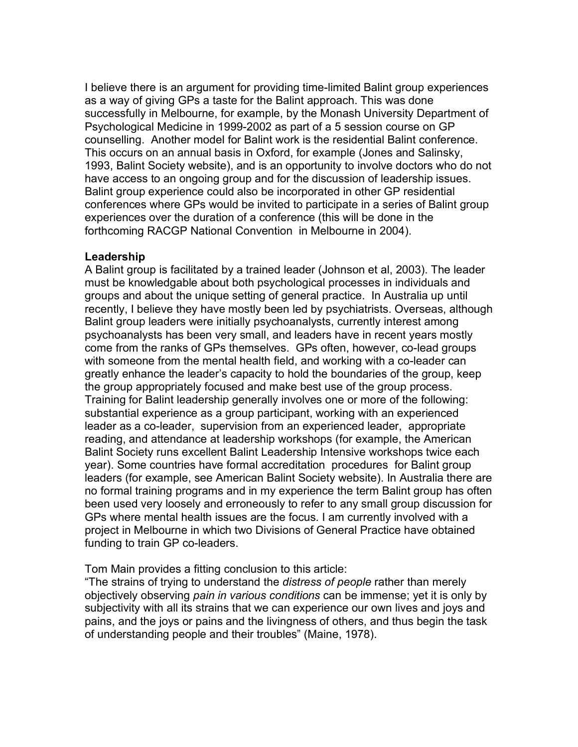I believe there is an argument for providing time-limited Balint group experiences as a way of giving GPs a taste for the Balint approach. This was done successfully in Melbourne, for example, by the Monash University Department of Psychological Medicine in 1999-2002 as part of a 5 session course on GP counselling. Another model for Balint work is the residential Balint conference. This occurs on an annual basis in Oxford, for example (Jones and Salinsky, 1993, Balint Society website), and is an opportunity to involve doctors who do not have access to an ongoing group and for the discussion of leadership issues. Balint group experience could also be incorporated in other GP residential conferences where GPs would be invited to participate in a series of Balint group experiences over the duration of a conference (this will be done in the forthcoming RACGP National Convention in Melbourne in 2004).

**Leadership**

A Balint group is facilitated by a trained leader (Johnson et al, 2003). The leader must be knowledgable about both psychological processes in individuals and groups and about the unique setting of general practice. In Australia up until recently, I believe they have mostly been led by psychiatrists. Overseas, although Balint group leaders were initially psychoanalysts, currently interest among psychoanalysts has been very small, and leaders have in recent years mostly come from the ranks of GPs themselves. GPs often, however, co-lead groups with someone from the mental health field, and working with a co-leader can greatly enhance the leader's capacity to hold the boundaries of the group, keep the group appropriately focused and make best use of the group process. Training for Balint leadership generally involves one or more of the following: substantial experience as a group participant, working with an experienced leader as a co-leader, supervision from an experienced leader, appropriate reading, and attendance at leadership workshops (for example, the American Balint Society runs excellent Balint Leadership Intensive workshops twice each year). Some countries have formal accreditation procedures for Balint group leaders (for example, see American Balint Society website). In Australia there are no formal training programs and in my experience the term Balint group has often been used very loosely and erroneously to refer to any small group discussion for GPs where mental health issues are the focus. I am currently involved with a project in Melbourne in which two Divisions of General Practice have obtained funding to train GP co-leaders.

Tom Main provides a fitting conclusion to this article:

"The strains of trying to understand the *distress of people* rather than merely objectively observing *pain in various conditions* can be immense; yet it is only by subjectivity with all its strains that we can experience our own lives and joys and pains, and the joys or pains and the livingness of others, and thus begin the task of understanding people and their troubles" (Maine, 1978).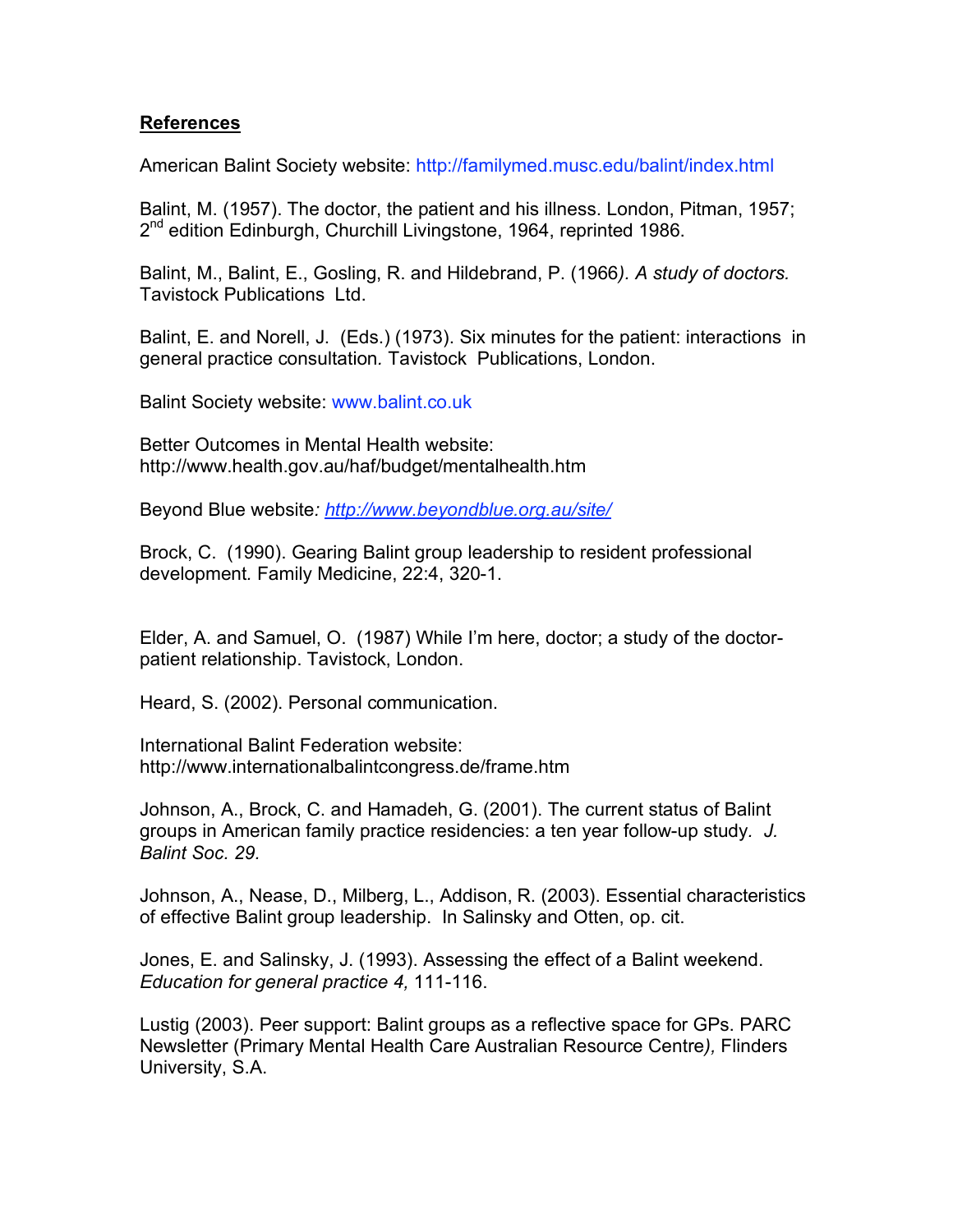**References**

American Balint Society website: http://familymed.musc.edu/balint/index.html

Balint, M. (1957). The doctor, the patient and his illness. London, Pitman, 1957; 2nd edition Edinburgh, Churchill Livingstone, 1964, reprinted 1986.

Balint, M., Balint, E., Gosling, R. and Hildebrand, P. (1966*). A study of doctors.* Tavistock Publications Ltd.

Balint, E. and Norell, J. (Eds.) (1973). Six minutes for the patient: interactions in general practice consultation*.* Tavistock Publications, London.

Balint Society website: www.balint.co.uk

Better Outcomes in Mental Health website: http://www.health.gov.au/haf/budget/mentalhealth.htm

Beyond Blue website*: http://www.beyondblue.org.au/site/*

Brock, C. (1990). Gearing Balint group leadership to resident professional development*.* Family Medicine, 22:4, 320-1.

Elder, A. and Samuel, O. (1987) While I'm here, doctor; a study of the doctor-patient relationship. Tavistock, London.

Heard, S. (2002). Personal communication.

International Balint Federation website: http://www.internationalbalintcongress.de/frame.htm

Johnson, A., Brock, C. and Hamadeh, G. (2001). The current status of Balint groups in American family practice residencies: a ten year follow-up study. *J. Balint Soc. 29.*

Johnson, A., Nease, D., Milberg, L., Addison, R. (2003). Essential characteristics of effective Balint group leadership. In Salinsky and Otten, op. cit.

Jones, E. and Salinsky, J. (1993). Assessing the effect of a Balint weekend. *Education for general practice 4,* 111-116.

Lustig (2003). Peer support: Balint groups as a reflective space for GPs. PARC Newsletter (Primary Mental Health Care Australian Resource Centre*),* Flinders University, S.A.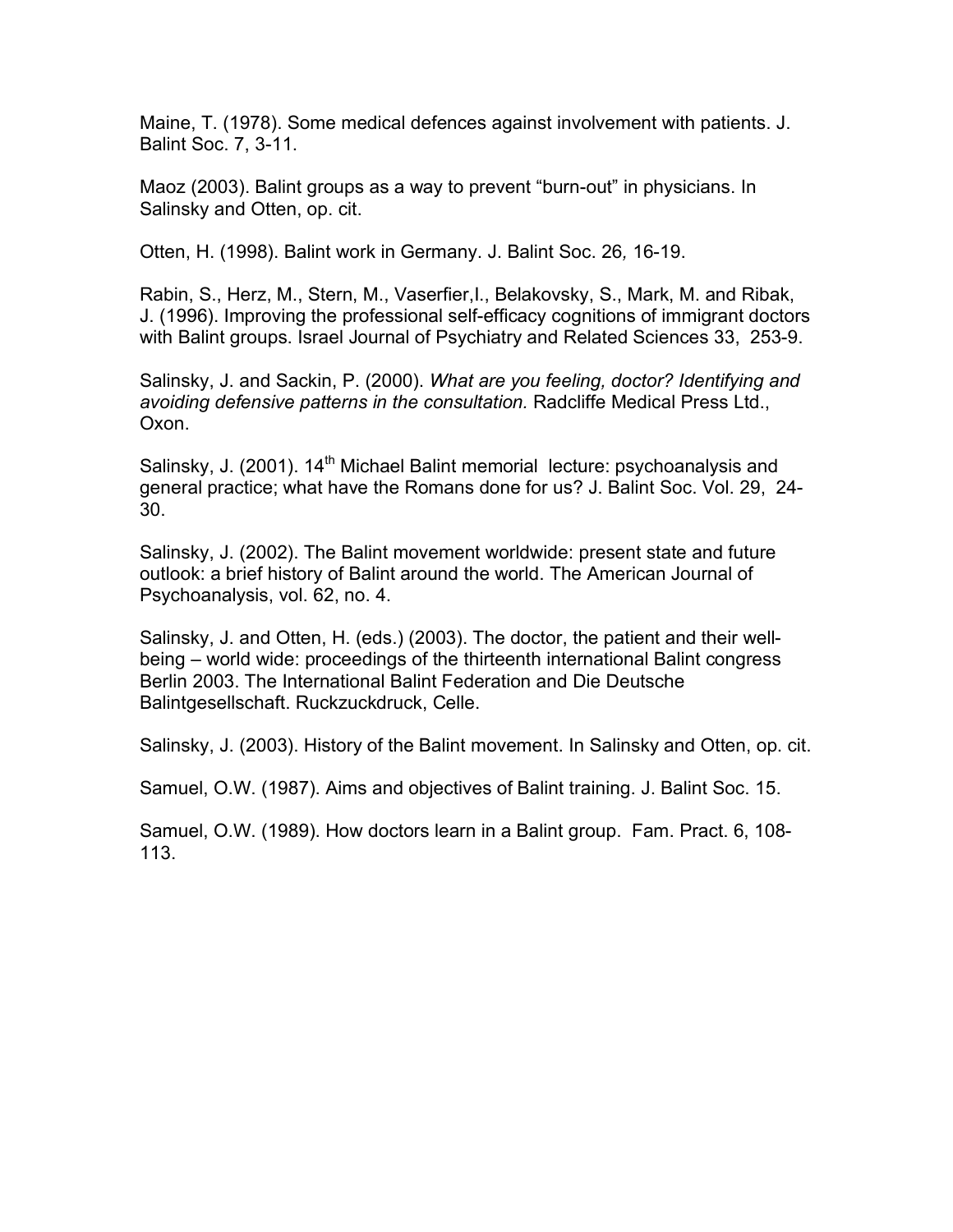Maine, T. (1978). Some medical defences against involvement with patients. J. Balint Soc. 7, 3-11.

Maoz (2003). Balint groups as a way to prevent "burn-out" in physicians. In Salinsky and Otten, op. cit.

Otten, H. (1998). Balint work in Germany. J. Balint Soc. 26*,* 16-19.

Rabin, S., Herz, M., Stern, M., Vaserfier,I., Belakovsky, S., Mark, M. and Ribak, J. (1996). Improving the professional self-efficacy cognitions of immigrant doctors with Balint groups. Israel Journal of Psychiatry and Related Sciences 33, 253-9.

Salinsky, J. and Sackin, P. (2000). *What are you feeling, doctor? Identifying and avoiding defensive patterns in the consultation.* Radcliffe Medical Press Ltd., Oxon.

Salinsky, J. (2001). 14th Michael Balint memorial lecture: psychoanalysis and general practice; what have the Romans done for us? J. Balint Soc. Vol. 29, 24-30.

Salinsky, J. (2002). The Balint movement worldwide: present state and future outlook: a brief history of Balint around the world. The American Journal of Psychoanalysis, vol. 62, no. 4.

Salinsky, J. and Otten, H. (eds.) (2003). The doctor, the patient and their well-being – world wide: proceedings of the thirteenth international Balint congress Berlin 2003. The International Balint Federation and Die Deutsche Balintgesellschaft. Ruckzuckdruck, Celle.

Salinsky, J. (2003). History of the Balint movement. In Salinsky and Otten, op. cit.

Samuel, O.W. (1987). Aims and objectives of Balint training. J. Balint Soc. 15.

Samuel, O.W. (1989). How doctors learn in a Balint group. Fam. Pract. 6, 108-113.